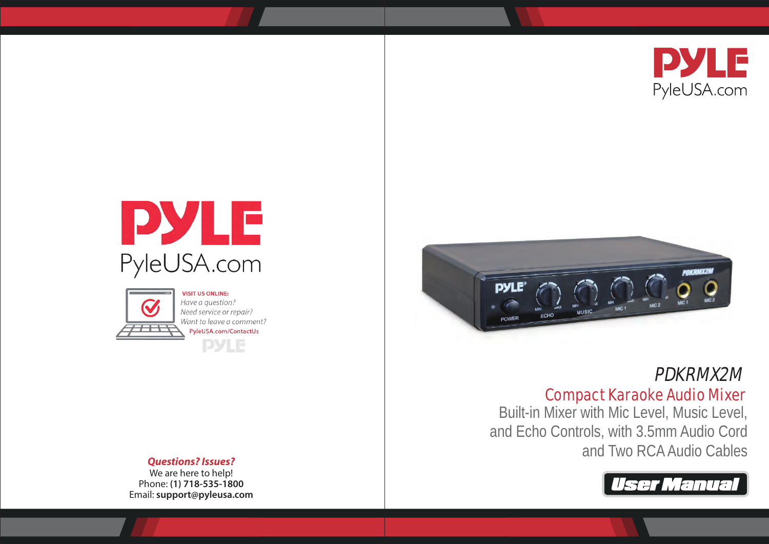# PYLE

PyleUSA.com

**VISIT US ONLINE:**

*Have a question?*

*Need service or repair?*

*Want to leave a comment?*

PyleUSA.com/ContactUs

***Questions? Issues?***

We are here to help!

Phone: **(1) 718-535-1800**

Email: **support@pyleusa.com**

# PYLE

PyleUSA.com

## *PDKRMX2M*

### Compact Karaoke Audio Mixer

Built-in Mixer with Mic Level, Music Level, and Echo Controls, with 3.5mm Audio Cord and Two RCA Audio Cables

**User Manual**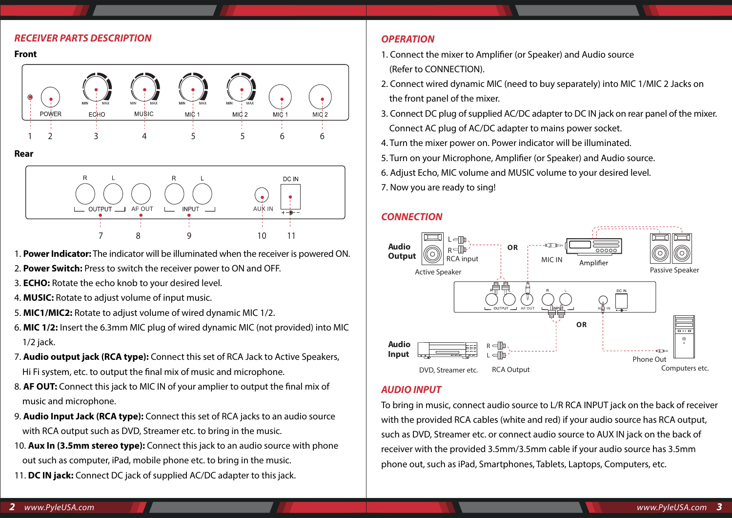## RECEIVER PARTS DESCRIPTION

### Front

### Rear

1. **Power Indicator:** The indicator will be illuminated when the receiver is powered ON.
2. **Power Switch:** Press to switch the receiver power to ON and OFF.
3. **ECHO:** Rotate the echo knob to your desired level.
4. **MUSIC:** Rotate to adjust volume of input music.
5. **MIC1/MIC2:** Rotate to adjust volume of wired dynamic MIC 1/2.
6. **MIC 1/2:** Insert the 6.3mm MIC plug of wired dynamic MIC (not provided) into MIC 1/2 jack.
7. **Audio output jack (RCA type):** Connect this set of RCA Jack to Active Speakers, Hi Fi system, etc. to output the final mix of music and microphone.
8. **AF OUT:** Connect this jack to MIC IN of your amplier to output the final mix of music and microphone.
9. **Audio Input Jack (RCA type):** Connect this set of RCA jacks to an audio source with RCA output such as DVD, Streamer etc. to bring in the music.
10. **Aux In (3.5mm stereo type):** Connect this jack to an audio source with phone out such as computer, iPad, mobile phone etc. to bring in the music.
11. **DC IN jack:** Connect DC jack of supplied AC/DC adapter to this jack.

## OPERATION

1. Connect the mixer to Amplifier (or Speaker) and Audio source (Refer to CONNECTION).
2. Connect wired dynamic MIC (need to buy separately) into MIC 1/MIC 2 Jacks on the front panel of the mixer.
3. Connect DC plug of supplied AC/DC adapter to DC IN jack on rear panel of the mixer. Connect AC plug of AC/DC adapter to mains power socket.
4. Turn the mixer power on. Power indicator will be illuminated.
5. Turn on your Microphone, Amplifier (or Speaker) and Audio source.
6. Adjust Echo, MIC volume and MUSIC volume to your desired level.
7. Now you are ready to sing!

## CONNECTION

## AUDIO INPUT

To bring in music, connect audio source to L/R RCA INPUT jack on the back of receiver with the provided RCA cables (white and red) if your audio source has RCA output, such as DVD, Streamer etc. or connect audio source to AUX IN jack on the back of receiver with the provided 3.5mm/3.5mm cable if your audio source has 3.5mm phone out, such as iPad, Smartphones, Tablets, Laptops, Computers, etc.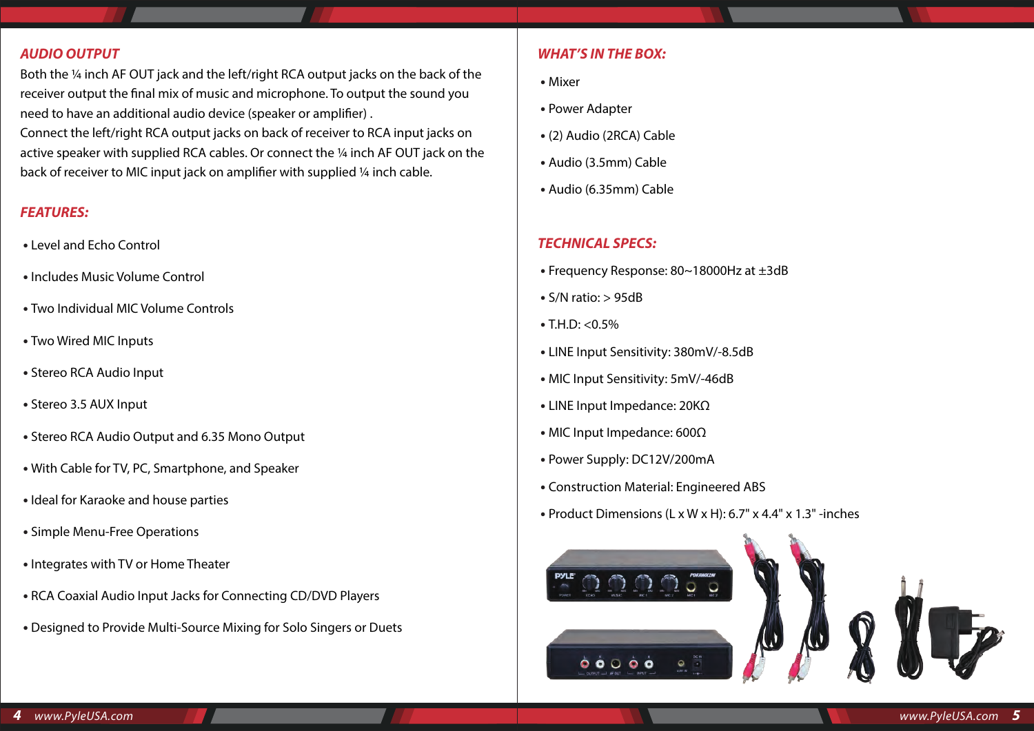## AUDIO OUTPUT

Both the ¼ inch AF OUT jack and the left/right RCA output jacks on the back of the receiver output the final mix of music and microphone. To output the sound you need to have an additional audio device (speaker or amplifier) .
Connect the left/right RCA output jacks on back of receiver to RCA input jacks on active speaker with supplied RCA cables. Or connect the ¼ inch AF OUT jack on the back of receiver to MIC input jack on amplifier with supplied ¼ inch cable.

## FEATURES:

- Level and Echo Control
- Includes Music Volume Control
- Two Individual MIC Volume Controls
- Two Wired MIC Inputs
- Stereo RCA Audio Input
- Stereo 3.5 AUX Input
- Stereo RCA Audio Output and 6.35 Mono Output
- With Cable for TV, PC, Smartphone, and Speaker
- Ideal for Karaoke and house parties
- Simple Menu-Free Operations
- Integrates with TV or Home Theater
- RCA Coaxial Audio Input Jacks for Connecting CD/DVD Players
- Designed to Provide Multi-Source Mixing for Solo Singers or Duets

## WHAT'S IN THE BOX:

- Mixer
- Power Adapter
- (2) Audio (2RCA) Cable
- Audio (3.5mm) Cable
- Audio (6.35mm) Cable

## TECHNICAL SPECS:

- Frequency Response: 80~18000Hz at ±3dB
- S/N ratio: > 95dB
- T.H.D: <0.5%
- LINE Input Sensitivity: 380mV/-8.5dB
- MIC Input Sensitivity: 5mV/-46dB
- LINE Input Impedance: 20KΩ
- MIC Input Impedance: 600Ω
- Power Supply: DC12V/200mA
- Construction Material: Engineered ABS
- Product Dimensions (L x W x H): 6.7" x 4.4" x 1.3" -inches